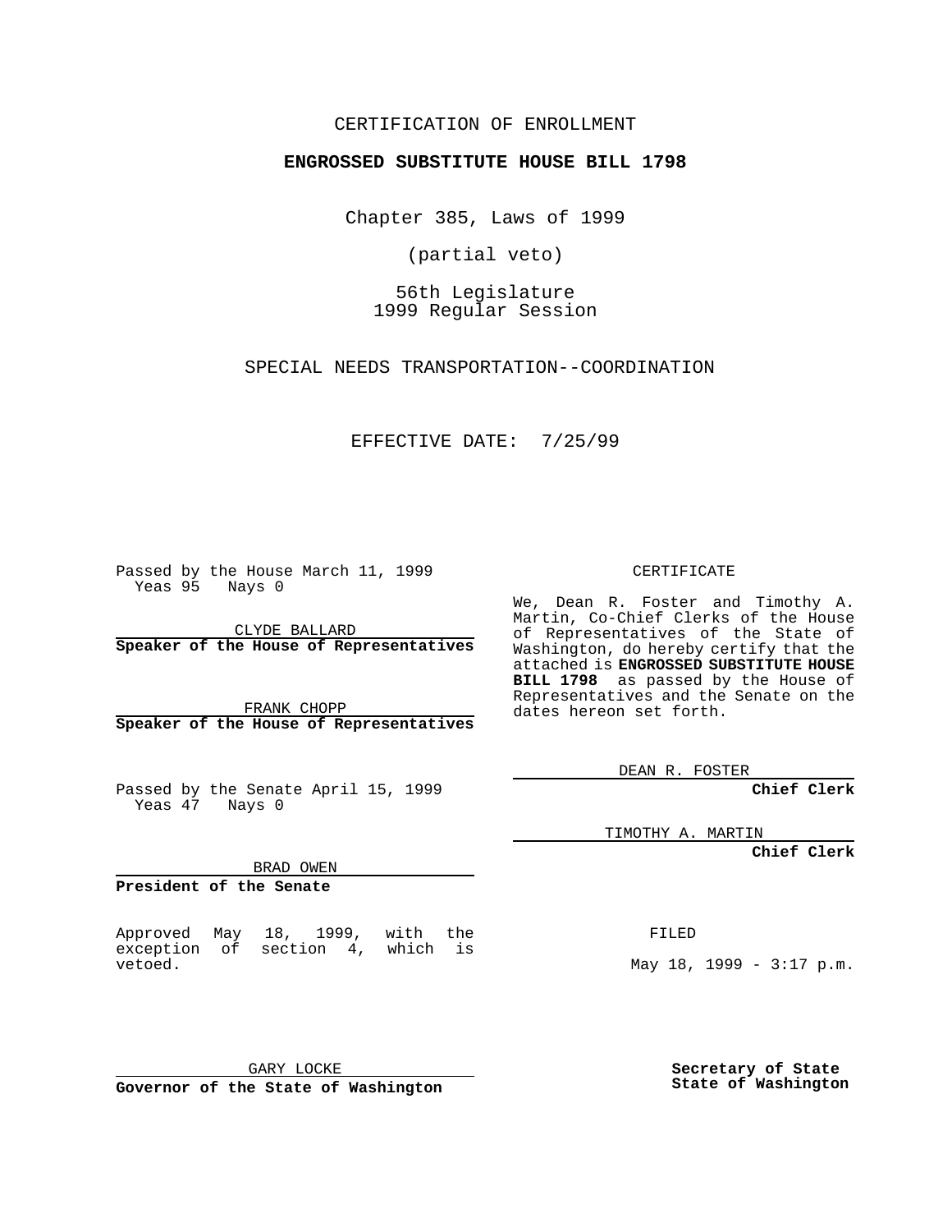CERTIFICATION OF ENROLLMENT

**ENGROSSED SUBSTITUTE HOUSE BILL 1798**

Chapter 385, Laws of 1999

(partial veto)

56th Legislature
1999 Regular Session

SPECIAL NEEDS TRANSPORTATION--COORDINATION

EFFECTIVE DATE: 7/25/99

Passed by the House March 11, 1999
Yeas 95 Nays 0

CLYDE BALLARD
**Speaker of the House of Representatives**

FRANK CHOPP
**Speaker of the House of Representatives**

Passed by the Senate April 15, 1999
Yeas 47 Nays 0

BRAD OWEN
**President of the Senate**

Approved May 18, 1999, with the exception of section 4, which is vetoed.

GARY LOCKE
**Governor of the State of Washington**

CERTIFICATE

We, Dean R. Foster and Timothy A. Martin, Co-Chief Clerks of the House of Representatives of the State of Washington, do hereby certify that the attached is **ENGROSSED SUBSTITUTE HOUSE BILL 1798** as passed by the House of Representatives and the Senate on the dates hereon set forth.

DEAN R. FOSTER
**Chief Clerk**

TIMOTHY A. MARTIN
**Chief Clerk**

FILED

May 18, 1999 - 3:17 p.m.

**Secretary of State**
**State of Washington**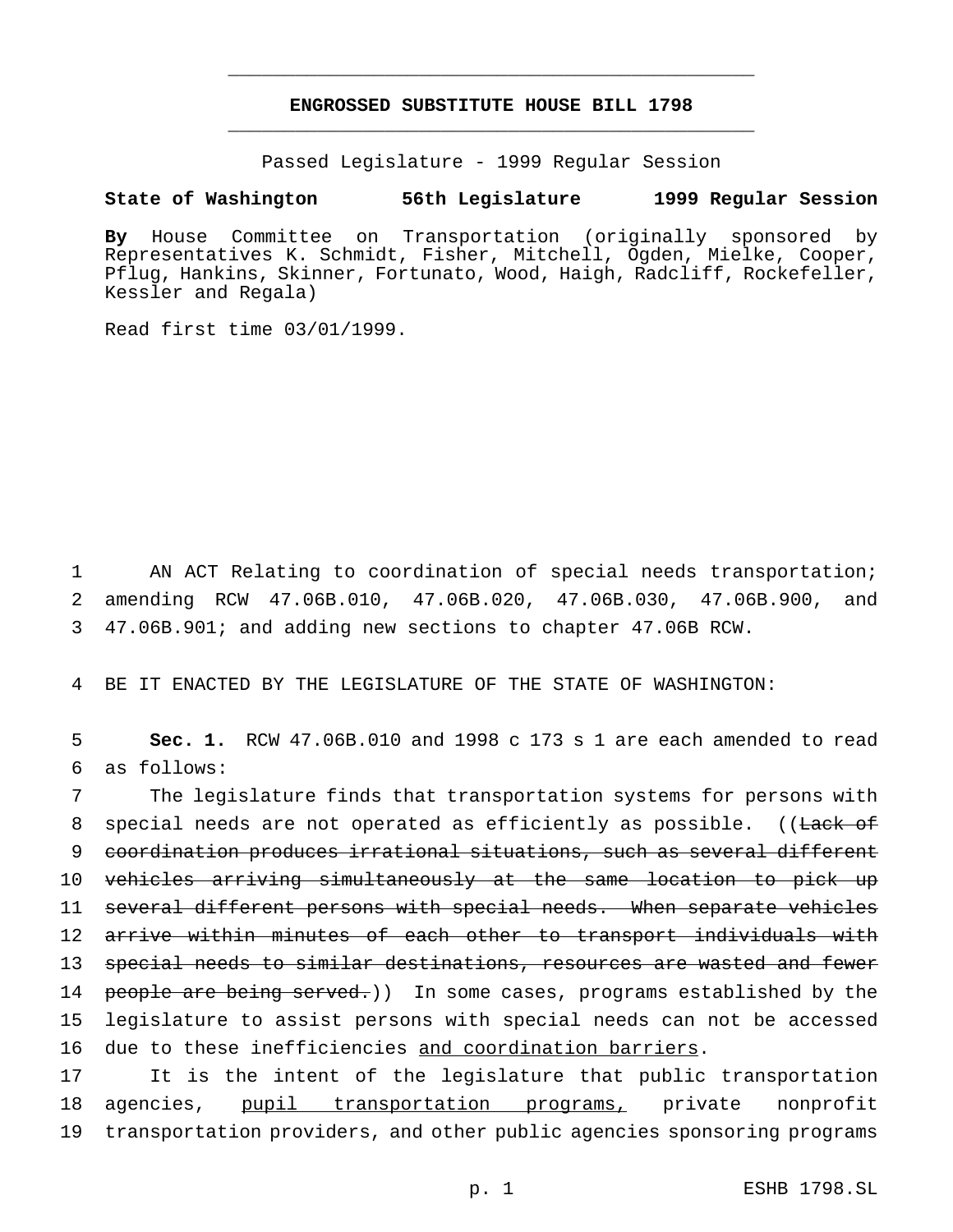**ENGROSSED SUBSTITUTE HOUSE BILL 1798**

Passed Legislature - 1999 Regular Session

**State of Washington 56th Legislature 1999 Regular Session**

**By** House Committee on Transportation (originally sponsored by Representatives K. Schmidt, Fisher, Mitchell, Ogden, Mielke, Cooper, Pflug, Hankins, Skinner, Fortunato, Wood, Haigh, Radcliff, Rockefeller, Kessler and Regala)

Read first time 03/01/1999.

AN ACT Relating to coordination of special needs transportation; amending RCW 47.06B.010, 47.06B.020, 47.06B.030, 47.06B.900, and 47.06B.901; and adding new sections to chapter 47.06B RCW.

BE IT ENACTED BY THE LEGISLATURE OF THE STATE OF WASHINGTON:

**Sec. 1.** RCW 47.06B.010 and 1998 c 173 s 1 are each amended to read as follows:

The legislature finds that transportation systems for persons with special needs are not operated as efficiently as possible. ((~~Lack of coordination produces irrational situations, such as several different vehicles arriving simultaneously at the same location to pick up several different persons with special needs. When separate vehicles arrive within minutes of each other to transport individuals with special needs to similar destinations, resources are wasted and fewer people are being served.~~)) In some cases, programs established by the legislature to assist persons with special needs can not be accessed due to these inefficiencies <u>and coordination barriers</u>.

It is the intent of the legislature that public transportation agencies, <u>pupil transportation programs,</u> private nonprofit transportation providers, and other public agencies sponsoring programs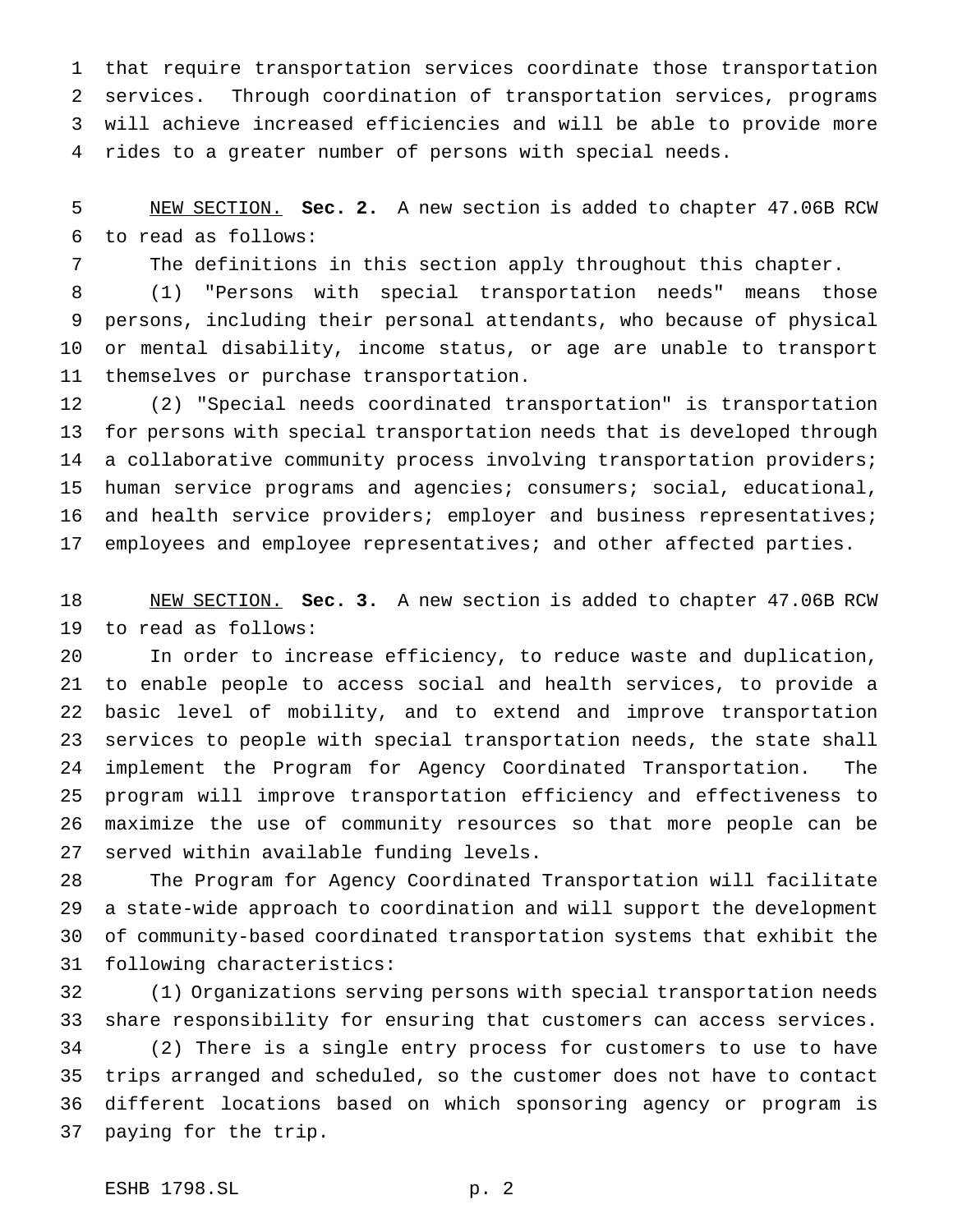that require transportation services coordinate those transportation services. Through coordination of transportation services, programs will achieve increased efficiencies and will be able to provide more rides to a greater number of persons with special needs.

NEW SECTION. **Sec. 2.** A new section is added to chapter 47.06B RCW to read as follows:

The definitions in this section apply throughout this chapter.

(1) "Persons with special transportation needs" means those persons, including their personal attendants, who because of physical or mental disability, income status, or age are unable to transport themselves or purchase transportation.

(2) "Special needs coordinated transportation" is transportation for persons with special transportation needs that is developed through a collaborative community process involving transportation providers; human service programs and agencies; consumers; social, educational, and health service providers; employer and business representatives; employees and employee representatives; and other affected parties.

NEW SECTION. **Sec. 3.** A new section is added to chapter 47.06B RCW to read as follows:

In order to increase efficiency, to reduce waste and duplication, to enable people to access social and health services, to provide a basic level of mobility, and to extend and improve transportation services to people with special transportation needs, the state shall implement the Program for Agency Coordinated Transportation. The program will improve transportation efficiency and effectiveness to maximize the use of community resources so that more people can be served within available funding levels.

The Program for Agency Coordinated Transportation will facilitate a state-wide approach to coordination and will support the development of community-based coordinated transportation systems that exhibit the following characteristics:

(1) Organizations serving persons with special transportation needs share responsibility for ensuring that customers can access services.

(2) There is a single entry process for customers to use to have trips arranged and scheduled, so the customer does not have to contact different locations based on which sponsoring agency or program is paying for the trip.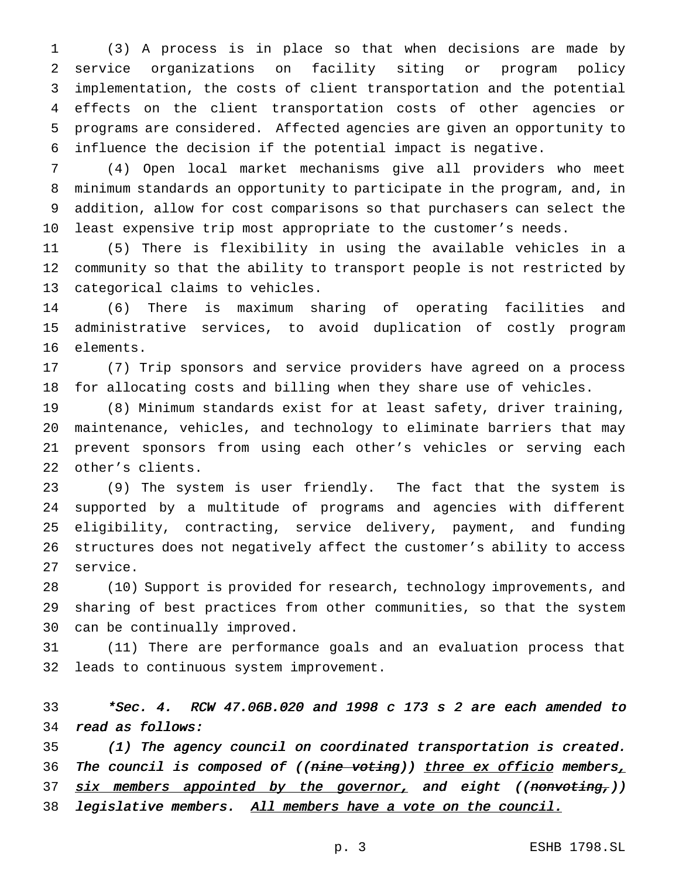(3) A process is in place so that when decisions are made by service organizations on facility siting or program policy implementation, the costs of client transportation and the potential effects on the client transportation costs of other agencies or programs are considered. Affected agencies are given an opportunity to influence the decision if the potential impact is negative.

(4) Open local market mechanisms give all providers who meet minimum standards an opportunity to participate in the program, and, in addition, allow for cost comparisons so that purchasers can select the least expensive trip most appropriate to the customer's needs.

(5) There is flexibility in using the available vehicles in a community so that the ability to transport people is not restricted by categorical claims to vehicles.

(6) There is maximum sharing of operating facilities and administrative services, to avoid duplication of costly program elements.

(7) Trip sponsors and service providers have agreed on a process for allocating costs and billing when they share use of vehicles.

(8) Minimum standards exist for at least safety, driver training, maintenance, vehicles, and technology to eliminate barriers that may prevent sponsors from using each other's vehicles or serving each other's clients.

(9) The system is user friendly. The fact that the system is supported by a multitude of programs and agencies with different eligibility, contracting, service delivery, payment, and funding structures does not negatively affect the customer's ability to access service.

(10) Support is provided for research, technology improvements, and sharing of best practices from other communities, so that the system can be continually improved.

(11) There are performance goals and an evaluation process that leads to continuous system improvement.

*\*Sec. 4. RCW 47.06B.020 and 1998 c 173 s 2 are each amended to read as follows:*

*(1) The agency council on coordinated transportation is created. The council is composed of ((~~nine voting~~)) <u>three ex officio</u> members<u>,</u> <u>six members appointed by the governor,</u> and eight ((~~nonvoting,~~)) legislative members. <u>All members have a vote on the council.</u>*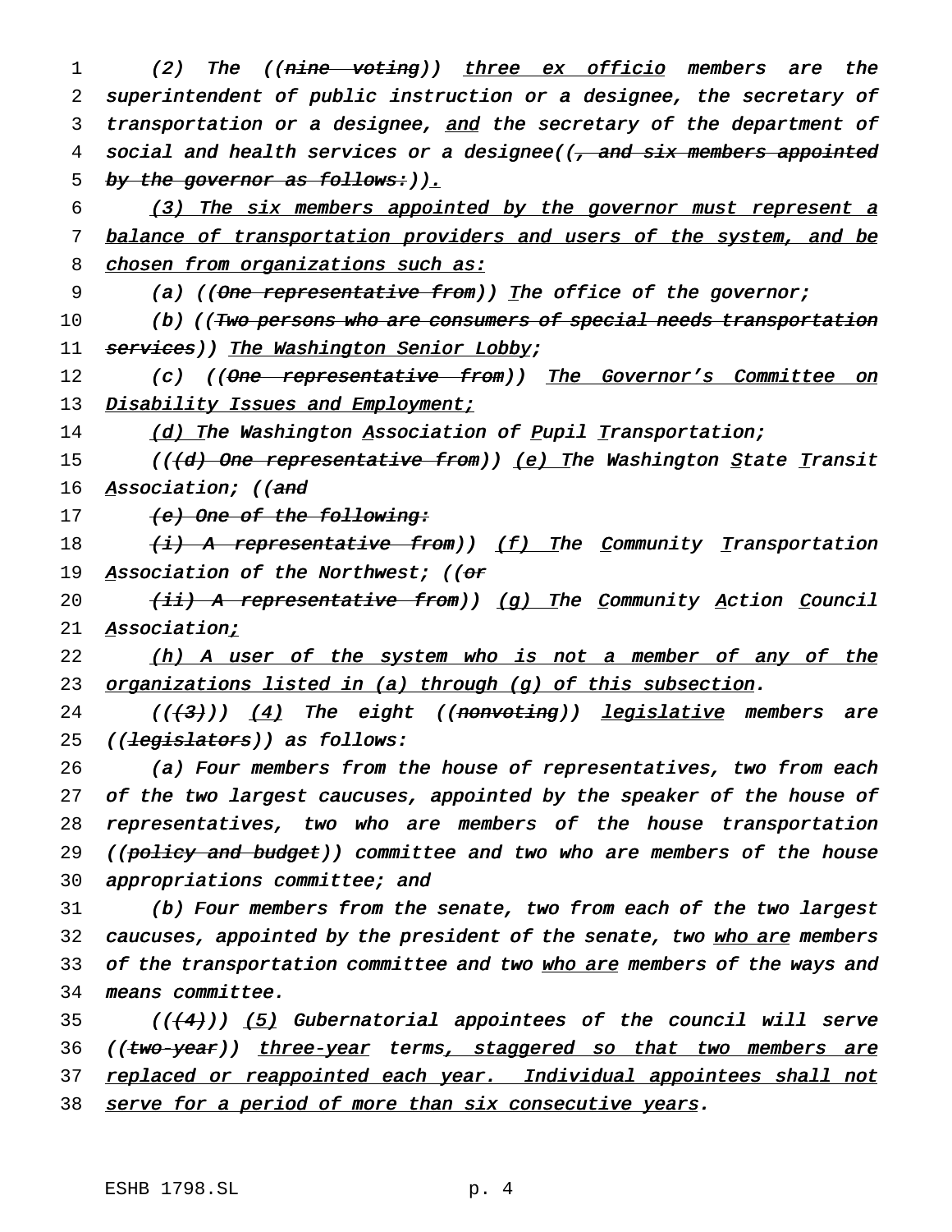(2) The ((~~nine voting~~)) <u>three ex officio</u> members are the superintendent of public instruction or a designee, the secretary of transportation or a designee, <u>and</u> the secretary of the department of social and health services or a designee((~~, and six members appointed by the governor as follows:~~))<u>.</u>

<u>(3) The six members appointed by the governor must represent a balance of transportation providers and users of the system, and be chosen from organizations such as:</u>

(a) ((~~One representative from~~)) <u>T</u>he office of the governor;

(b) ((~~Two persons who are consumers of special needs transportation services~~)) <u>The Washington Senior Lobby</u>;

(c) ((~~One representative from~~)) <u>The Governor's Committee on Disability Issues and Employment;</u>

<u>(d) T</u>he Washington <u>A</u>ssociation of <u>P</u>upil <u>T</u>ransportation;

((~~(d) One representative from~~)) <u>(e) T</u>he Washington <u>S</u>tate <u>T</u>ransit <u>A</u>ssociation; ((~~and~~

~~(e) One of the following:~~

~~(i) A representative from~~)) <u>(f) T</u>he <u>C</u>ommunity <u>T</u>ransportation <u>A</u>ssociation of the Northwest; ((~~or~~

~~(ii) A representative from~~)) <u>(g) T</u>he <u>C</u>ommunity <u>A</u>ction <u>C</u>ouncil <u>A</u>ssociation<u>;</u>

<u>(h) A user of the system who is not a member of any of the organizations listed in (a) through (g) of this subsection</u>.

((~~(3)~~)) <u>(4)</u> The eight ((~~nonvoting~~)) <u>legislative</u> members are ((~~legislators~~)) as follows:

(a) Four members from the house of representatives, two from each of the two largest caucuses, appointed by the speaker of the house of representatives, two who are members of the house transportation ((~~policy and budget~~)) committee and two who are members of the house appropriations committee; and

(b) Four members from the senate, two from each of the two largest caucuses, appointed by the president of the senate, two <u>who are</u> members of the transportation committee and two <u>who are</u> members of the ways and means committee.

((~~(4)~~)) <u>(5)</u> Gubernatorial appointees of the council will serve ((~~two-year~~)) <u>three-year</u> terms<u>, staggered so that two members are replaced or reappointed each year. Individual appointees shall not serve for a period of more than six consecutive years</u>.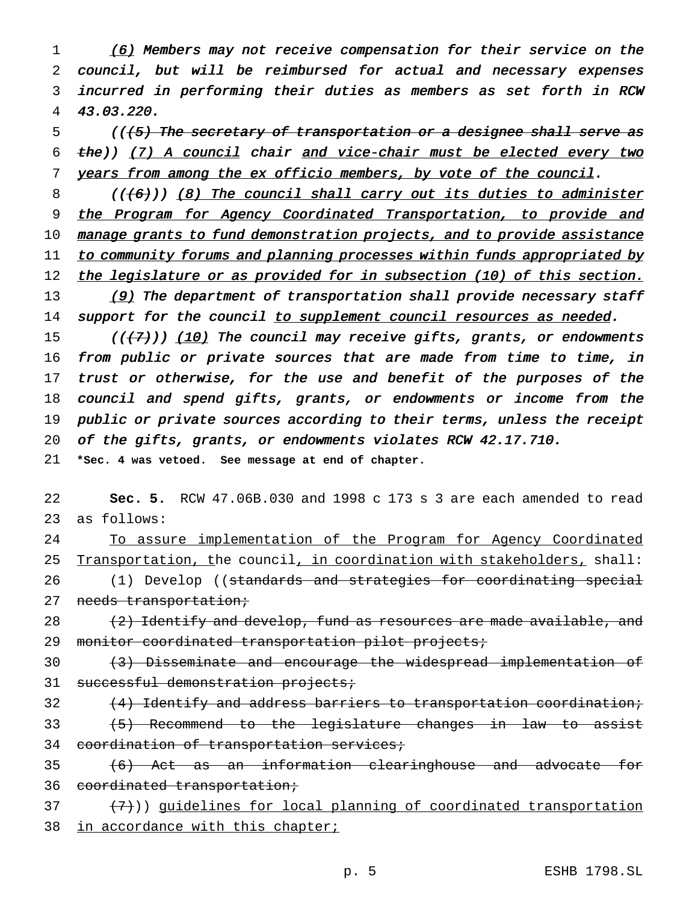*(6) Members may not receive compensation for their service on the council, but will be reimbursed for actual and necessary expenses incurred in performing their duties as members as set forth in RCW 43.03.220.*

*((~~(5) The secretary of transportation or a designee shall serve as the~~)) (7) A council chair and vice-chair must be elected every two years from among the ex officio members, by vote of the council.*

*((~~(6)~~)) (8) The council shall carry out its duties to administer the Program for Agency Coordinated Transportation, to provide and manage grants to fund demonstration projects, and to provide assistance to community forums and planning processes within funds appropriated by the legislature or as provided for in subsection (10) of this section.*

*(9) The department of transportation shall provide necessary staff support for the council to supplement council resources as needed.*

*((~~(7)~~)) (10) The council may receive gifts, grants, or endowments from public or private sources that are made from time to time, in trust or otherwise, for the use and benefit of the purposes of the council and spend gifts, grants, or endowments or income from the public or private sources according to their terms, unless the receipt of the gifts, grants, or endowments violates RCW 42.17.710.*

**\*Sec. 4 was vetoed. See message at end of chapter.**

**Sec. 5.** RCW 47.06B.030 and 1998 c 173 s 3 are each amended to read as follows:

To assure implementation of the Program for Agency Coordinated Transportation, the council, in coordination with stakeholders, shall:

(1) Develop ((~~standards and strategies for coordinating special needs transportation;~~

~~(2) Identify and develop, fund as resources are made available, and monitor coordinated transportation pilot projects;~~

~~(3) Disseminate and encourage the widespread implementation of successful demonstration projects;~~

~~(4) Identify and address barriers to transportation coordination;~~

~~(5) Recommend to the legislature changes in law to assist coordination of transportation services;~~

~~(6) Act as an information clearinghouse and advocate for coordinated transportation;~~

~~(7)~~)) guidelines for local planning of coordinated transportation in accordance with this chapter;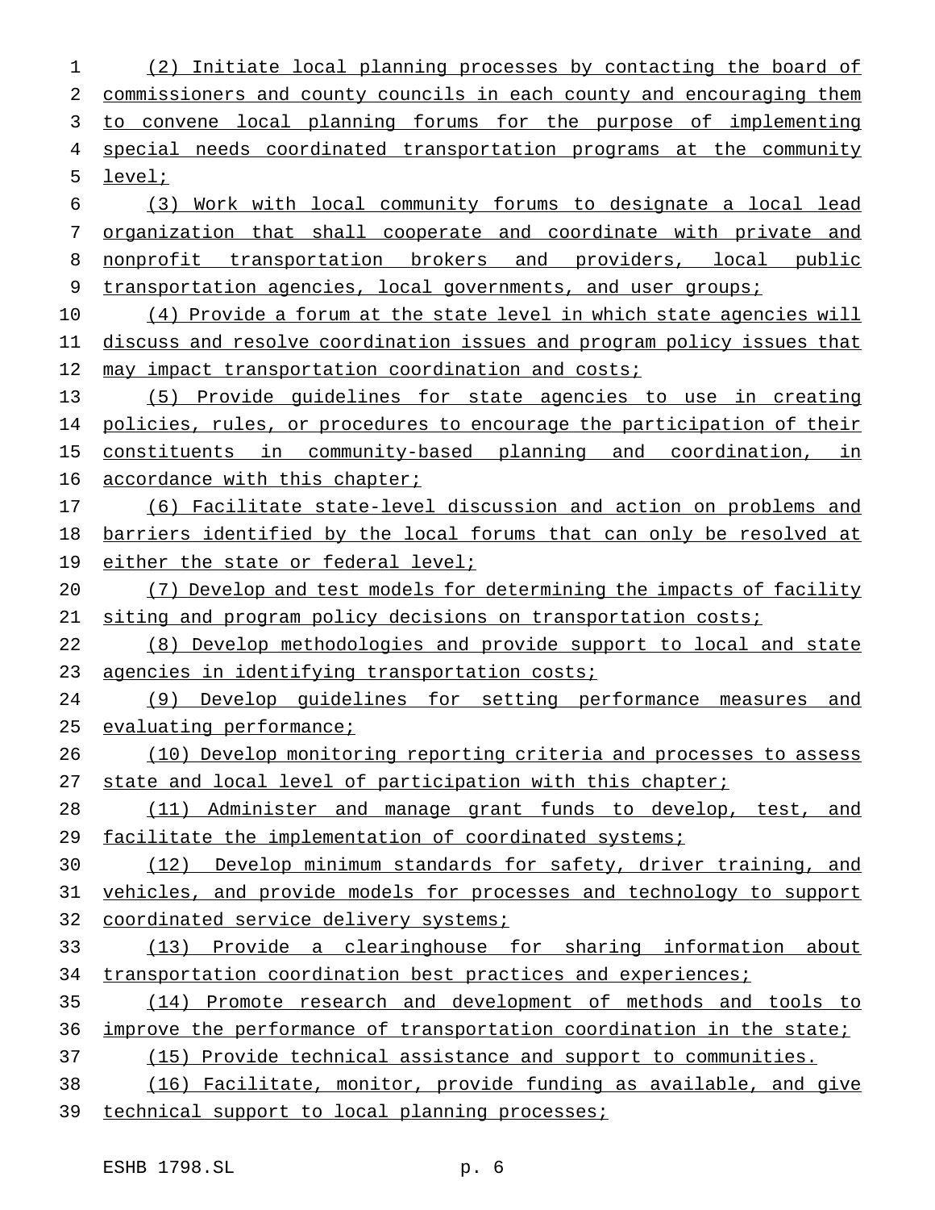(2) Initiate local planning processes by contacting the board of commissioners and county councils in each county and encouraging them to convene local planning forums for the purpose of implementing special needs coordinated transportation programs at the community level;

(3) Work with local community forums to designate a local lead organization that shall cooperate and coordinate with private and nonprofit transportation brokers and providers, local public transportation agencies, local governments, and user groups;

(4) Provide a forum at the state level in which state agencies will discuss and resolve coordination issues and program policy issues that may impact transportation coordination and costs;

(5) Provide guidelines for state agencies to use in creating policies, rules, or procedures to encourage the participation of their constituents in community-based planning and coordination, in accordance with this chapter;

(6) Facilitate state-level discussion and action on problems and barriers identified by the local forums that can only be resolved at either the state or federal level;

(7) Develop and test models for determining the impacts of facility siting and program policy decisions on transportation costs;

(8) Develop methodologies and provide support to local and state agencies in identifying transportation costs;

(9) Develop guidelines for setting performance measures and evaluating performance;

(10) Develop monitoring reporting criteria and processes to assess state and local level of participation with this chapter;

(11) Administer and manage grant funds to develop, test, and facilitate the implementation of coordinated systems;

(12) Develop minimum standards for safety, driver training, and vehicles, and provide models for processes and technology to support coordinated service delivery systems;

(13) Provide a clearinghouse for sharing information about transportation coordination best practices and experiences;

(14) Promote research and development of methods and tools to improve the performance of transportation coordination in the state;

(15) Provide technical assistance and support to communities.

(16) Facilitate, monitor, provide funding as available, and give technical support to local planning processes;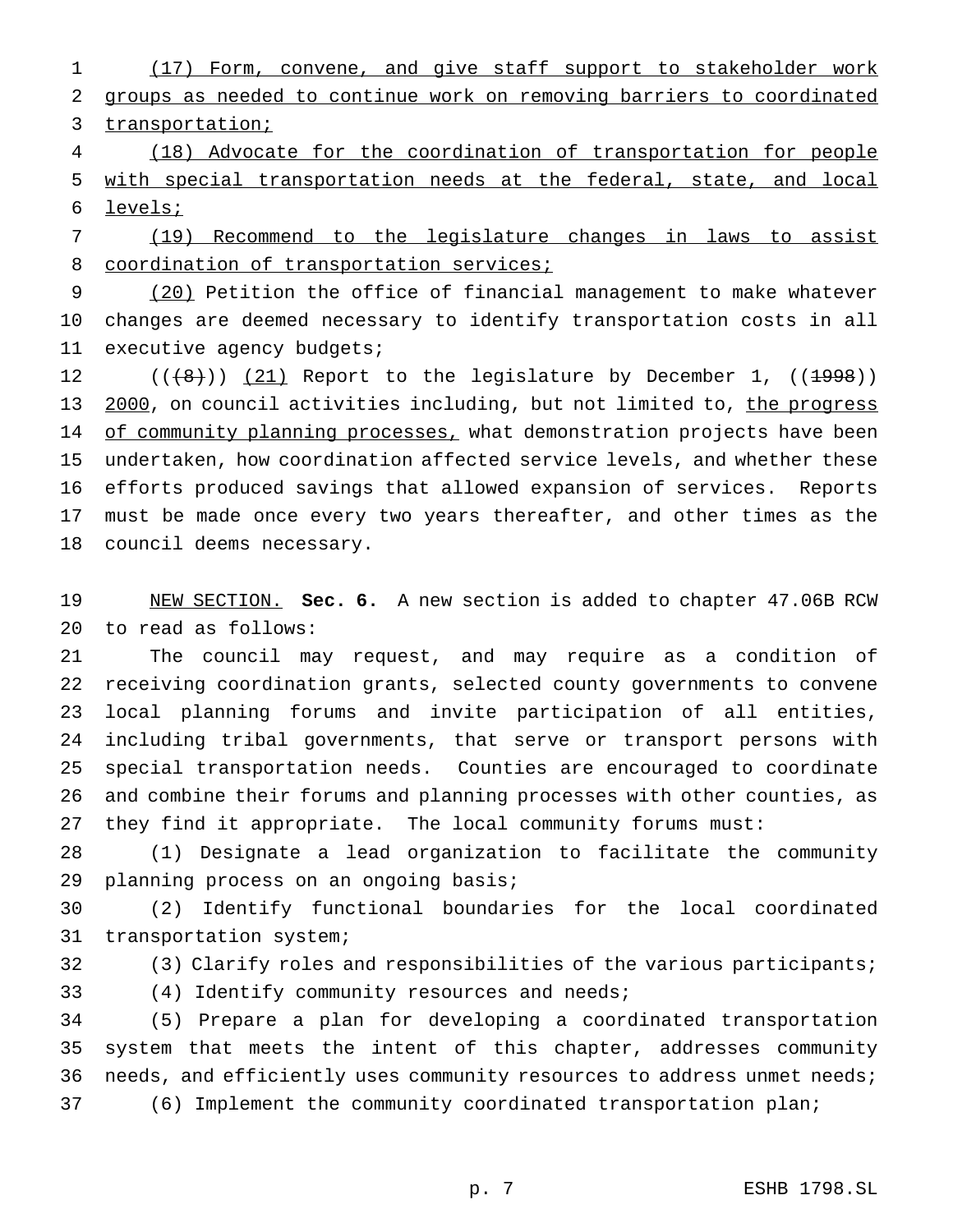(17) Form, convene, and give staff support to stakeholder work groups as needed to continue work on removing barriers to coordinated transportation;

(18) Advocate for the coordination of transportation for people with special transportation needs at the federal, state, and local levels;

(19) Recommend to the legislature changes in laws to assist coordination of transportation services;

(20) Petition the office of financial management to make whatever changes are deemed necessary to identify transportation costs in all executive agency budgets;

~~((8))~~ (21) Report to the legislature by December 1, ~~((1998))~~ 2000, on council activities including, but not limited to, the progress of community planning processes, what demonstration projects have been undertaken, how coordination affected service levels, and whether these efforts produced savings that allowed expansion of services. Reports must be made once every two years thereafter, and other times as the council deems necessary.

NEW SECTION. **Sec. 6.** A new section is added to chapter 47.06B RCW to read as follows:

The council may request, and may require as a condition of receiving coordination grants, selected county governments to convene local planning forums and invite participation of all entities, including tribal governments, that serve or transport persons with special transportation needs. Counties are encouraged to coordinate and combine their forums and planning processes with other counties, as they find it appropriate. The local community forums must:

(1) Designate a lead organization to facilitate the community planning process on an ongoing basis;

(2) Identify functional boundaries for the local coordinated transportation system;

(3) Clarify roles and responsibilities of the various participants;

(4) Identify community resources and needs;

(5) Prepare a plan for developing a coordinated transportation system that meets the intent of this chapter, addresses community needs, and efficiently uses community resources to address unmet needs;

(6) Implement the community coordinated transportation plan;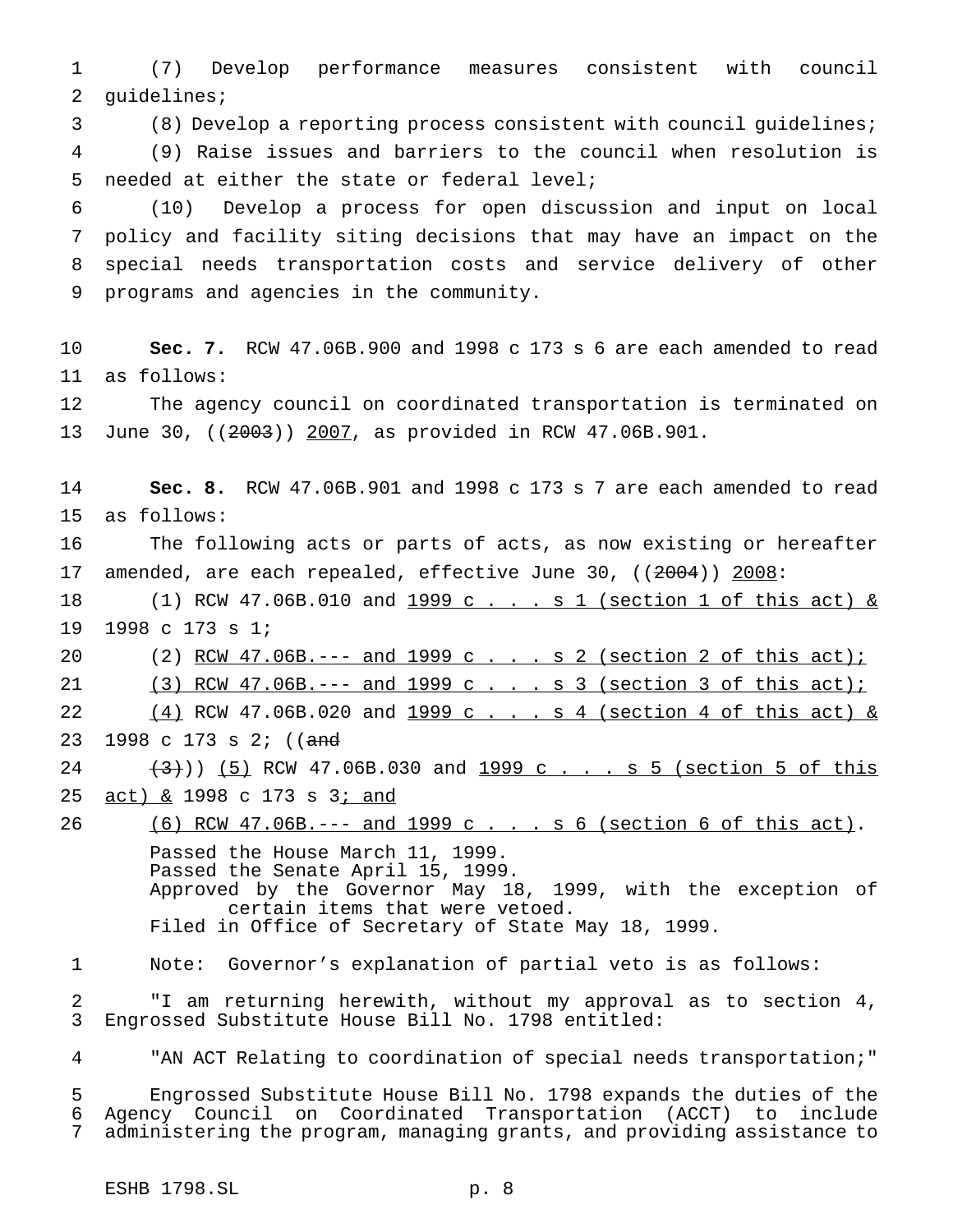(7) Develop performance measures consistent with council guidelines;

(8) Develop a reporting process consistent with council guidelines;

(9) Raise issues and barriers to the council when resolution is needed at either the state or federal level;

(10) Develop a process for open discussion and input on local policy and facility siting decisions that may have an impact on the special needs transportation costs and service delivery of other programs and agencies in the community.

**Sec. 7.** RCW 47.06B.900 and 1998 c 173 s 6 are each amended to read as follows:

The agency council on coordinated transportation is terminated on June 30, ((~~2003~~)) <u>2007</u>, as provided in RCW 47.06B.901.

**Sec. 8.** RCW 47.06B.901 and 1998 c 173 s 7 are each amended to read as follows:

The following acts or parts of acts, as now existing or hereafter amended, are each repealed, effective June 30, ((~~2004~~)) <u>2008</u>:

(1) RCW 47.06B.010 and <u>1999 c . . . s 1 (section 1 of this act) &</u> 1998 c 173 s 1;

(2) <u>RCW 47.06B.--- and 1999 c . . . s 2 (section 2 of this act);</u>

<u>(3) RCW 47.06B.--- and 1999 c . . . s 3 (section 3 of this act);</u>

<u>(4)</u> RCW 47.06B.020 and <u>1999 c . . . s 4 (section 4 of this act) &</u> 1998 c 173 s 2; ((~~and~~

~~(3)~~)) <u>(5)</u> RCW 47.06B.030 and <u>1999 c . . . s 5 (section 5 of this act) &</u> 1998 c 173 s 3<u>; and</u>

<u>(6) RCW 47.06B.--- and 1999 c . . . s 6 (section 6 of this act)</u>.

Passed the House March 11, 1999.
Passed the Senate April 15, 1999.
Approved by the Governor May 18, 1999, with the exception of certain items that were vetoed.
Filed in Office of Secretary of State May 18, 1999.

Note: Governor's explanation of partial veto is as follows:

"I am returning herewith, without my approval as to section 4, Engrossed Substitute House Bill No. 1798 entitled:

"AN ACT Relating to coordination of special needs transportation;"

Engrossed Substitute House Bill No. 1798 expands the duties of the Agency Council on Coordinated Transportation (ACCT) to include administering the program, managing grants, and providing assistance to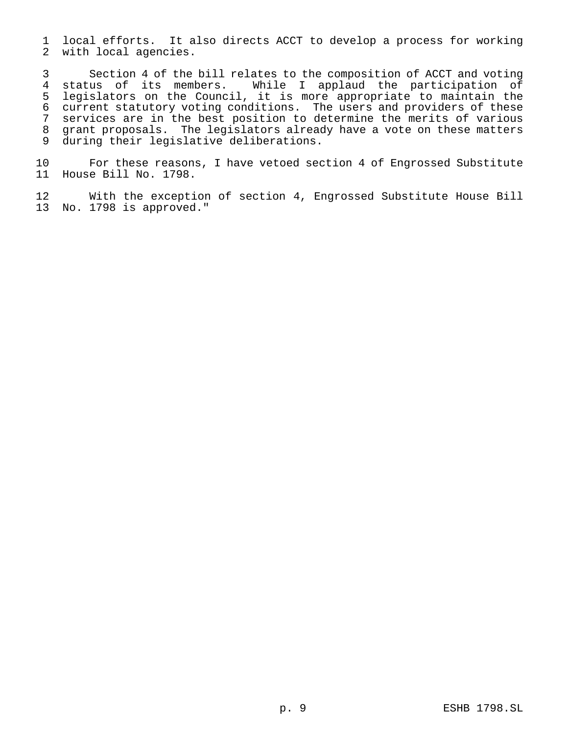local efforts. It also directs ACCT to develop a process for working with local agencies.

Section 4 of the bill relates to the composition of ACCT and voting status of its members. While I applaud the participation of legislators on the Council, it is more appropriate to maintain the current statutory voting conditions. The users and providers of these services are in the best position to determine the merits of various grant proposals. The legislators already have a vote on these matters during their legislative deliberations.

For these reasons, I have vetoed section 4 of Engrossed Substitute House Bill No. 1798.

With the exception of section 4, Engrossed Substitute House Bill No. 1798 is approved."